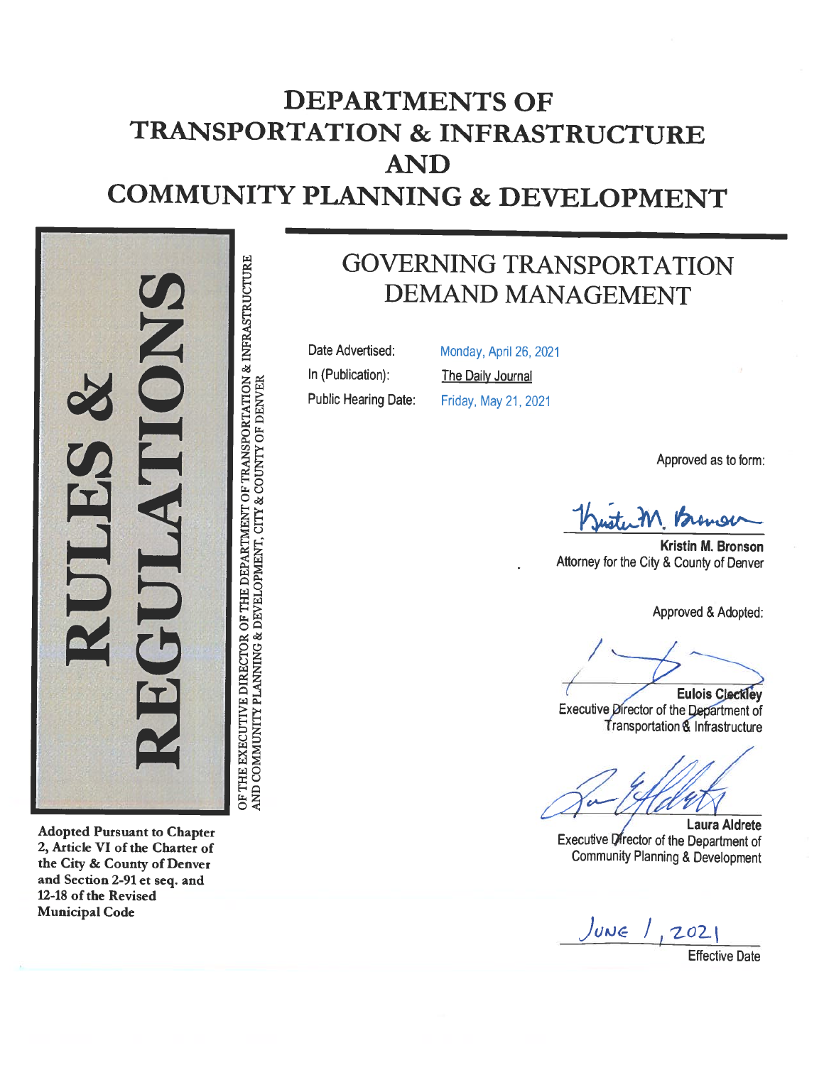# DEPARTMENTS OF TRANSPORTATION & INFRASTRUCTURE AND COMMUNITY PLANNING & DEVELOPMENT

**RULES & REGULATIONS**

OF THE EXECUTIVE DIRECTOR OF THE DEPARTMENT OF TRANSPORTATION & INFRASTRUCTURE AND COMMUNITY PLANNING & DEVELOPMENT, CITY & COUNTY OF DENVER

## GOVERNING TRANSPORTATION DEMAND MANAGEMENT

Date Advertised: Monday, April 26, 2021

In (Publication): The Daily Journal

Public Hearing Date: Friday, May 21, 2021

Approved as to form:

Kristin M. Bronson
Attorney for the City & County of Denver

Approved & Adopted:

Eulois Cleckley
Executive Director of the Department of Transportation & Infrastructure

Laura Aldrete
Executive Director of the Department of Community Planning & Development

June 1, 2021
Effective Date

**Adopted Pursuant to Chapter 2, Article VI of the Charter of the City & County of Denver and Section 2-91 et seq. and 12-18 of the Revised Municipal Code**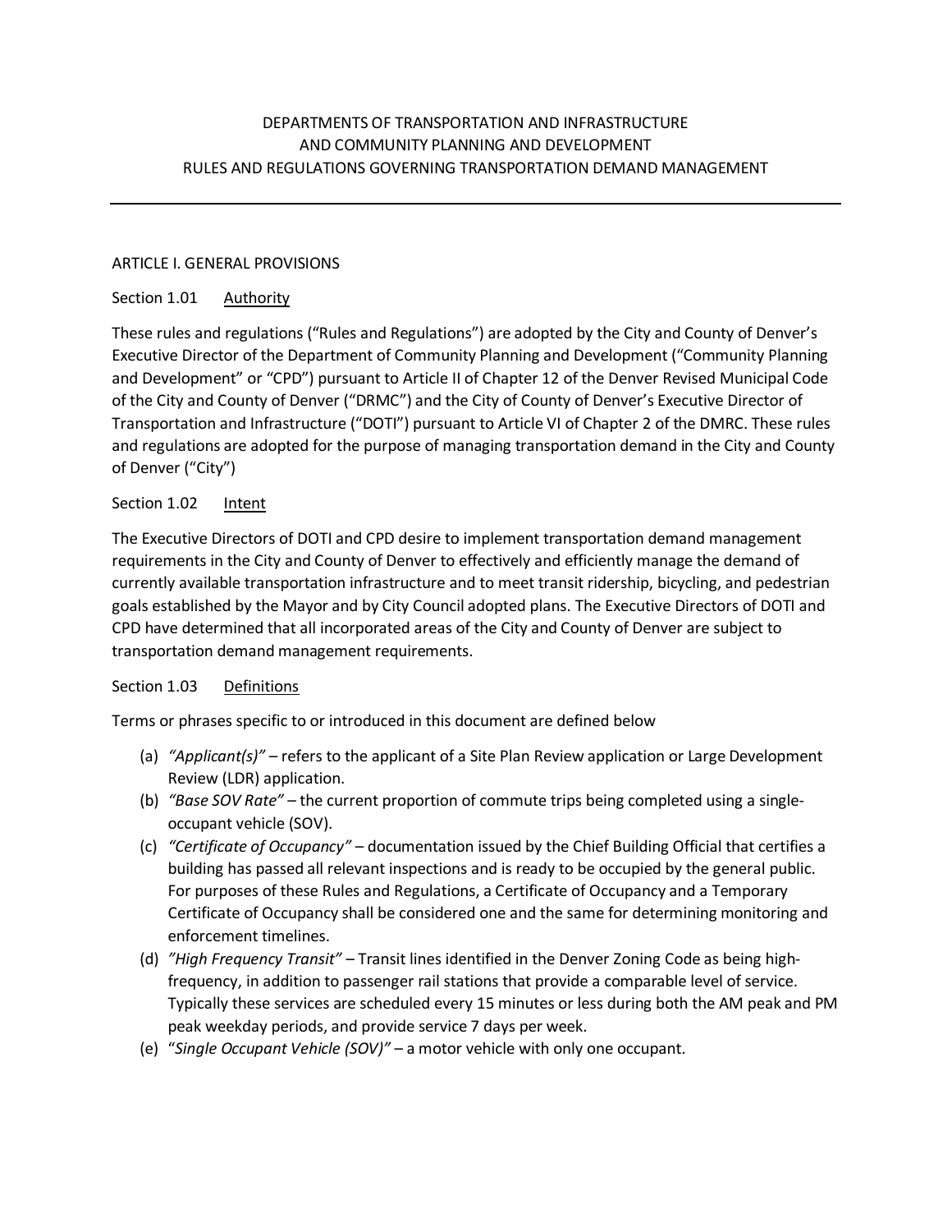# DEPARTMENTS OF TRANSPORTATION AND INFRASTRUCTURE AND COMMUNITY PLANNING AND DEVELOPMENT RULES AND REGULATIONS GOVERNING TRANSPORTATION DEMAND MANAGEMENT

---

## ARTICLE I. GENERAL PROVISIONS

### Section 1.01 Authority

These rules and regulations ("Rules and Regulations") are adopted by the City and County of Denver's Executive Director of the Department of Community Planning and Development ("Community Planning and Development" or "CPD") pursuant to Article II of Chapter 12 of the Denver Revised Municipal Code of the City and County of Denver ("DRMC") and the City of County of Denver's Executive Director of Transportation and Infrastructure ("DOTI") pursuant to Article VI of Chapter 2 of the DMRC. These rules and regulations are adopted for the purpose of managing transportation demand in the City and County of Denver ("City")

### Section 1.02 Intent

The Executive Directors of DOTI and CPD desire to implement transportation demand management requirements in the City and County of Denver to effectively and efficiently manage the demand of currently available transportation infrastructure and to meet transit ridership, bicycling, and pedestrian goals established by the Mayor and by City Council adopted plans. The Executive Directors of DOTI and CPD have determined that all incorporated areas of the City and County of Denver are subject to transportation demand management requirements.

### Section 1.03 Definitions

Terms or phrases specific to or introduced in this document are defined below

(a) *"Applicant(s)"* – refers to the applicant of a Site Plan Review application or Large Development Review (LDR) application.

(b) *"Base SOV Rate"* – the current proportion of commute trips being completed using a single-occupant vehicle (SOV).

(c) *"Certificate of Occupancy"* – documentation issued by the Chief Building Official that certifies a building has passed all relevant inspections and is ready to be occupied by the general public. For purposes of these Rules and Regulations, a Certificate of Occupancy and a Temporary Certificate of Occupancy shall be considered one and the same for determining monitoring and enforcement timelines.

(d) *"High Frequency Transit"* – Transit lines identified in the Denver Zoning Code as being high-frequency, in addition to passenger rail stations that provide a comparable level of service. Typically these services are scheduled every 15 minutes or less during both the AM peak and PM peak weekday periods, and provide service 7 days per week.

(e) "*Single Occupant Vehicle (SOV)"* – a motor vehicle with only one occupant.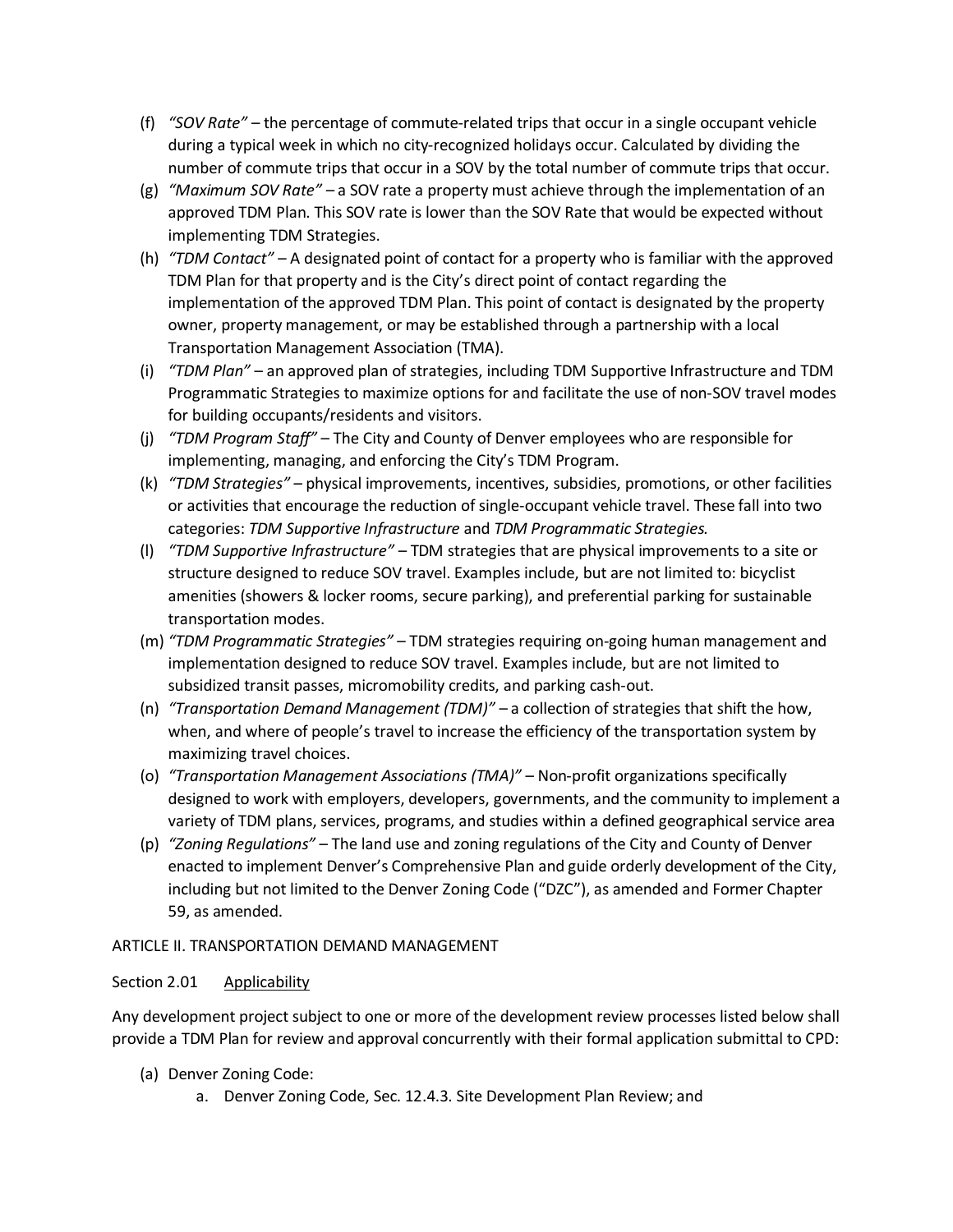(f) *"SOV Rate"* – the percentage of commute-related trips that occur in a single occupant vehicle during a typical week in which no city-recognized holidays occur. Calculated by dividing the number of commute trips that occur in a SOV by the total number of commute trips that occur.

(g) *"Maximum SOV Rate"* – a SOV rate a property must achieve through the implementation of an approved TDM Plan. This SOV rate is lower than the SOV Rate that would be expected without implementing TDM Strategies.

(h) *"TDM Contact"* – A designated point of contact for a property who is familiar with the approved TDM Plan for that property and is the City's direct point of contact regarding the implementation of the approved TDM Plan. This point of contact is designated by the property owner, property management, or may be established through a partnership with a local Transportation Management Association (TMA).

(i) *"TDM Plan"* – an approved plan of strategies, including TDM Supportive Infrastructure and TDM Programmatic Strategies to maximize options for and facilitate the use of non-SOV travel modes for building occupants/residents and visitors.

(j) *"TDM Program Staff"* – The City and County of Denver employees who are responsible for implementing, managing, and enforcing the City's TDM Program.

(k) *"TDM Strategies"* – physical improvements, incentives, subsidies, promotions, or other facilities or activities that encourage the reduction of single-occupant vehicle travel. These fall into two categories: *TDM Supportive Infrastructure* and *TDM Programmatic Strategies*.

(l) *"TDM Supportive Infrastructure"* – TDM strategies that are physical improvements to a site or structure designed to reduce SOV travel. Examples include, but are not limited to: bicyclist amenities (showers & locker rooms, secure parking), and preferential parking for sustainable transportation modes.

(m) *"TDM Programmatic Strategies"* – TDM strategies requiring on-going human management and implementation designed to reduce SOV travel. Examples include, but are not limited to subsidized transit passes, micromobility credits, and parking cash-out.

(n) *"Transportation Demand Management (TDM)"* – a collection of strategies that shift the how, when, and where of people's travel to increase the efficiency of the transportation system by maximizing travel choices.

(o) *"Transportation Management Associations (TMA)"* – Non-profit organizations specifically designed to work with employers, developers, governments, and the community to implement a variety of TDM plans, services, programs, and studies within a defined geographical service area

(p) *"Zoning Regulations"* – The land use and zoning regulations of the City and County of Denver enacted to implement Denver's Comprehensive Plan and guide orderly development of the City, including but not limited to the Denver Zoning Code ("DZC"), as amended and Former Chapter 59, as amended.

## ARTICLE II. TRANSPORTATION DEMAND MANAGEMENT

### Section 2.01 Applicability

Any development project subject to one or more of the development review processes listed below shall provide a TDM Plan for review and approval concurrently with their formal application submittal to CPD:

(a) Denver Zoning Code:

  a. Denver Zoning Code, Sec. 12.4.3. Site Development Plan Review; and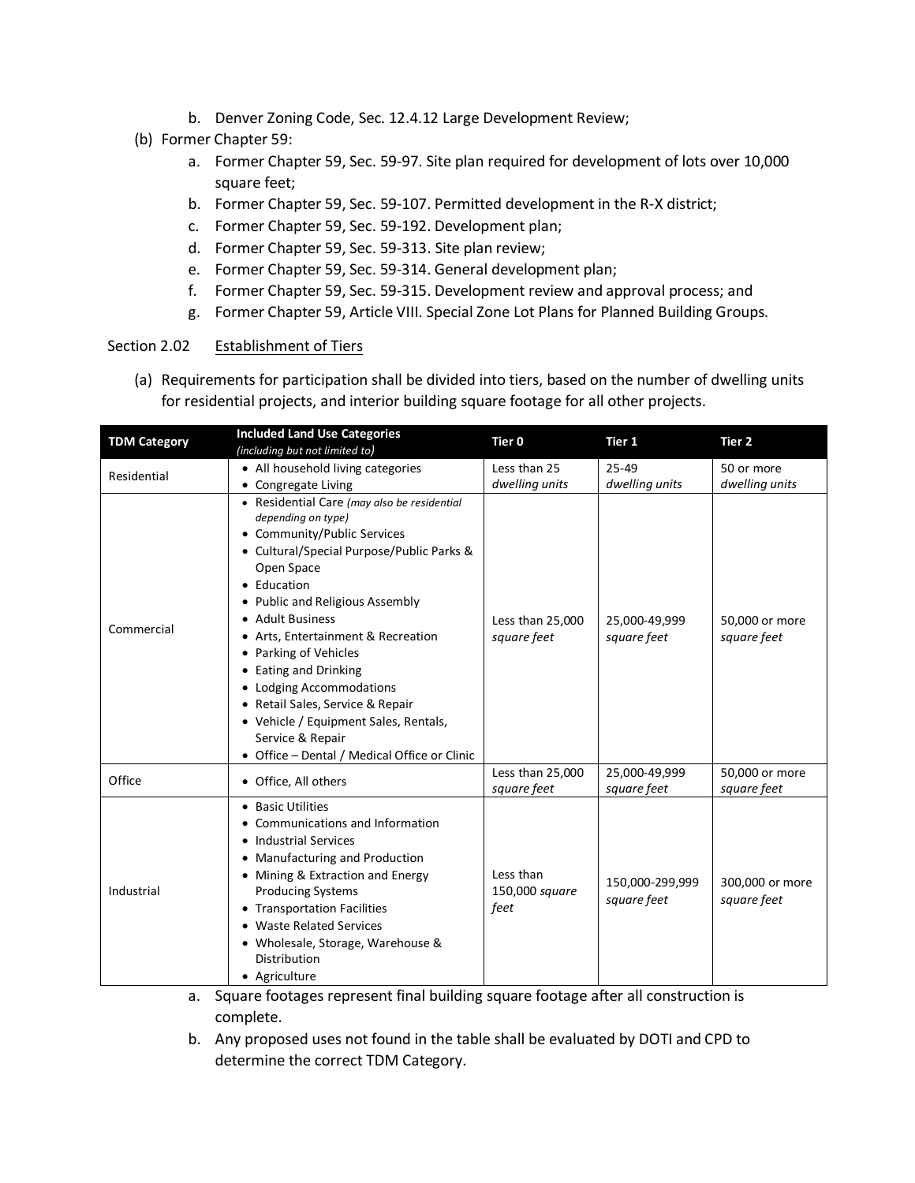b. Denver Zoning Code, Sec. 12.4.12 Large Development Review;

(b) Former Chapter 59:

a. Former Chapter 59, Sec. 59-97. Site plan required for development of lots over 10,000 square feet;
b. Former Chapter 59, Sec. 59-107. Permitted development in the R-X district;
c. Former Chapter 59, Sec. 59-192. Development plan;
d. Former Chapter 59, Sec. 59-313. Site plan review;
e. Former Chapter 59, Sec. 59-314. General development plan;
f. Former Chapter 59, Sec. 59-315. Development review and approval process; and
g. Former Chapter 59, Article VIII. Special Zone Lot Plans for Planned Building Groups.

Section 2.02 Establishment of Tiers

(a) Requirements for participation shall be divided into tiers, based on the number of dwelling units for residential projects, and interior building square footage for all other projects.

| TDM Category | Included Land Use Categories *(including but not limited to)* | Tier 0 | Tier 1 | Tier 2 |
|---|---|---|---|---|
| Residential | • All household living categories<br>• Congregate Living | Less than 25 *dwelling units* | 25-49 *dwelling units* | 50 or more *dwelling units* |
| Commercial | • Residential Care *(may also be residential depending on type)*<br>• Community/Public Services<br>• Cultural/Special Purpose/Public Parks & Open Space<br>• Education<br>• Public and Religious Assembly<br>• Adult Business<br>• Arts, Entertainment & Recreation<br>• Parking of Vehicles<br>• Eating and Drinking<br>• Lodging Accommodations<br>• Retail Sales, Service & Repair<br>• Vehicle / Equipment Sales, Rentals, Service & Repair<br>• Office – Dental / Medical Office or Clinic | Less than 25,000 *square feet* | 25,000-49,999 *square feet* | 50,000 or more *square feet* |
| Office | • Office, All others | Less than 25,000 *square feet* | 25,000-49,999 *square feet* | 50,000 or more *square feet* |
| Industrial | • Basic Utilities<br>• Communications and Information<br>• Industrial Services<br>• Manufacturing and Production<br>• Mining & Extraction and Energy Producing Systems<br>• Transportation Facilities<br>• Waste Related Services<br>• Wholesale, Storage, Warehouse & Distribution<br>• Agriculture | Less than 150,000 *square feet* | 150,000-299,999 *square feet* | 300,000 or more *square feet* |

a. Square footages represent final building square footage after all construction is complete.
b. Any proposed uses not found in the table shall be evaluated by DOTI and CPD to determine the correct TDM Category.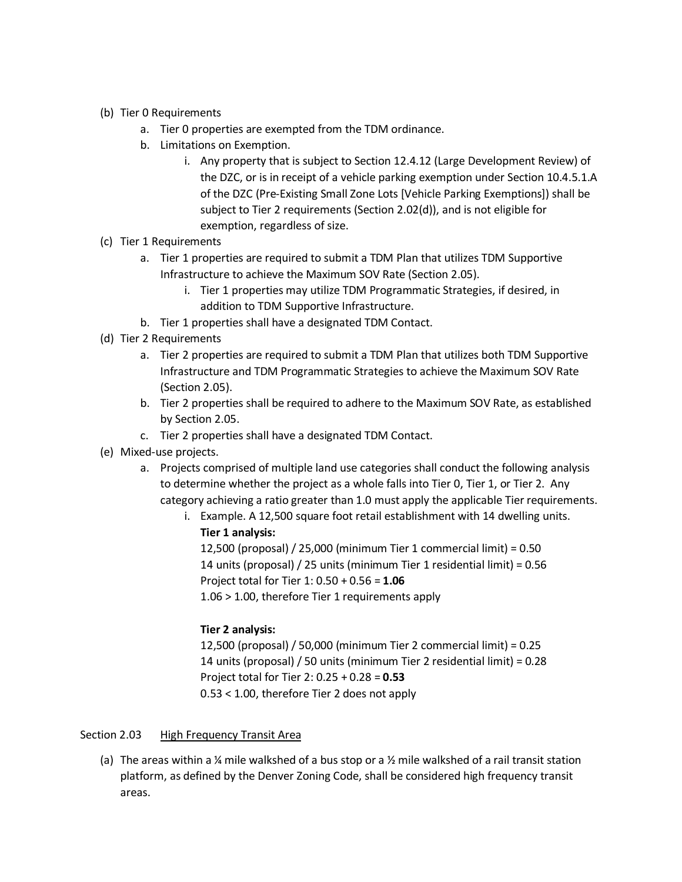(b) Tier 0 Requirements

    a. Tier 0 properties are exempted from the TDM ordinance.
    b. Limitations on Exemption.
        i. Any property that is subject to Section 12.4.12 (Large Development Review) of the DZC, or is in receipt of a vehicle parking exemption under Section 10.4.5.1.A of the DZC (Pre-Existing Small Zone Lots [Vehicle Parking Exemptions]) shall be subject to Tier 2 requirements (Section 2.02(d)), and is not eligible for exemption, regardless of size.

(c) Tier 1 Requirements

    a. Tier 1 properties are required to submit a TDM Plan that utilizes TDM Supportive Infrastructure to achieve the Maximum SOV Rate (Section 2.05).
        i. Tier 1 properties may utilize TDM Programmatic Strategies, if desired, in addition to TDM Supportive Infrastructure.
    b. Tier 1 properties shall have a designated TDM Contact.

(d) Tier 2 Requirements

    a. Tier 2 properties are required to submit a TDM Plan that utilizes both TDM Supportive Infrastructure and TDM Programmatic Strategies to achieve the Maximum SOV Rate (Section 2.05).
    b. Tier 2 properties shall be required to adhere to the Maximum SOV Rate, as established by Section 2.05.
    c. Tier 2 properties shall have a designated TDM Contact.

(e) Mixed-use projects.

    a. Projects comprised of multiple land use categories shall conduct the following analysis to determine whether the project as a whole falls into Tier 0, Tier 1, or Tier 2. Any category achieving a ratio greater than 1.0 must apply the applicable Tier requirements.
        i. Example. A 12,500 square foot retail establishment with 14 dwelling units.

            **Tier 1 analysis:**
            12,500 (proposal) / 25,000 (minimum Tier 1 commercial limit) = 0.50
            14 units (proposal) / 25 units (minimum Tier 1 residential limit) = 0.56
            Project total for Tier 1: 0.50 + 0.56 = **1.06**
            1.06 > 1.00, therefore Tier 1 requirements apply

            **Tier 2 analysis:**
            12,500 (proposal) / 50,000 (minimum Tier 2 commercial limit) = 0.25
            14 units (proposal) / 50 units (minimum Tier 2 residential limit) = 0.28
            Project total for Tier 2: 0.25 + 0.28 = **0.53**
            0.53 < 1.00, therefore Tier 2 does not apply

## Section 2.03 High Frequency Transit Area

(a) The areas within a ¼ mile walkshed of a bus stop or a ½ mile walkshed of a rail transit station platform, as defined by the Denver Zoning Code, shall be considered high frequency transit areas.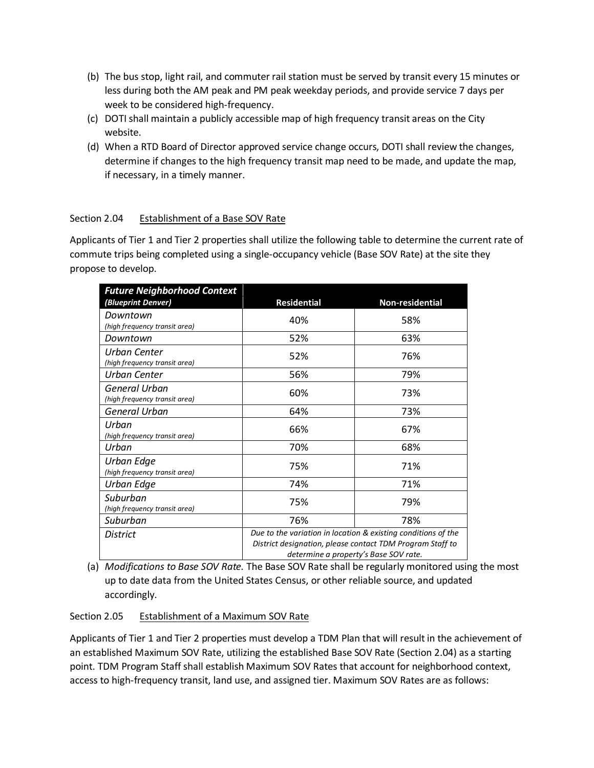(b) The bus stop, light rail, and commuter rail station must be served by transit every 15 minutes or less during both the AM peak and PM peak weekday periods, and provide service 7 days per week to be considered high-frequency.

(c) DOTI shall maintain a publicly accessible map of high frequency transit areas on the City website.

(d) When a RTD Board of Director approved service change occurs, DOTI shall review the changes, determine if changes to the high frequency transit map need to be made, and update the map, if necessary, in a timely manner.

Section 2.04 Establishment of a Base SOV Rate

Applicants of Tier 1 and Tier 2 properties shall utilize the following table to determine the current rate of commute trips being completed using a single-occupancy vehicle (Base SOV Rate) at the site they propose to develop.

| ***Future Neighborhood Context*** ***(Blueprint Denver)*** | **Residential** | **Non-residential** |
|---|---|---|
| *Downtown* *(high frequency transit area)* | 40% | 58% |
| *Downtown* | 52% | 63% |
| *Urban Center* *(high frequency transit area)* | 52% | 76% |
| *Urban Center* | 56% | 79% |
| *General Urban* *(high frequency transit area)* | 60% | 73% |
| *General Urban* | 64% | 73% |
| *Urban* *(high frequency transit area)* | 66% | 67% |
| *Urban* | 70% | 68% |
| *Urban Edge* *(high frequency transit area)* | 75% | 71% |
| *Urban Edge* | 74% | 71% |
| *Suburban* *(high frequency transit area)* | 75% | 79% |
| *Suburban* | 76% | 78% |
| *District* | *Due to the variation in location & existing conditions of the District designation, please contact TDM Program Staff to determine a property's Base SOV rate.* | |

(a) *Modifications to Base SOV Rate.* The Base SOV Rate shall be regularly monitored using the most up to date data from the United States Census, or other reliable source, and updated accordingly.

Section 2.05 Establishment of a Maximum SOV Rate

Applicants of Tier 1 and Tier 2 properties must develop a TDM Plan that will result in the achievement of an established Maximum SOV Rate, utilizing the established Base SOV Rate (Section 2.04) as a starting point. TDM Program Staff shall establish Maximum SOV Rates that account for neighborhood context, access to high-frequency transit, land use, and assigned tier. Maximum SOV Rates are as follows: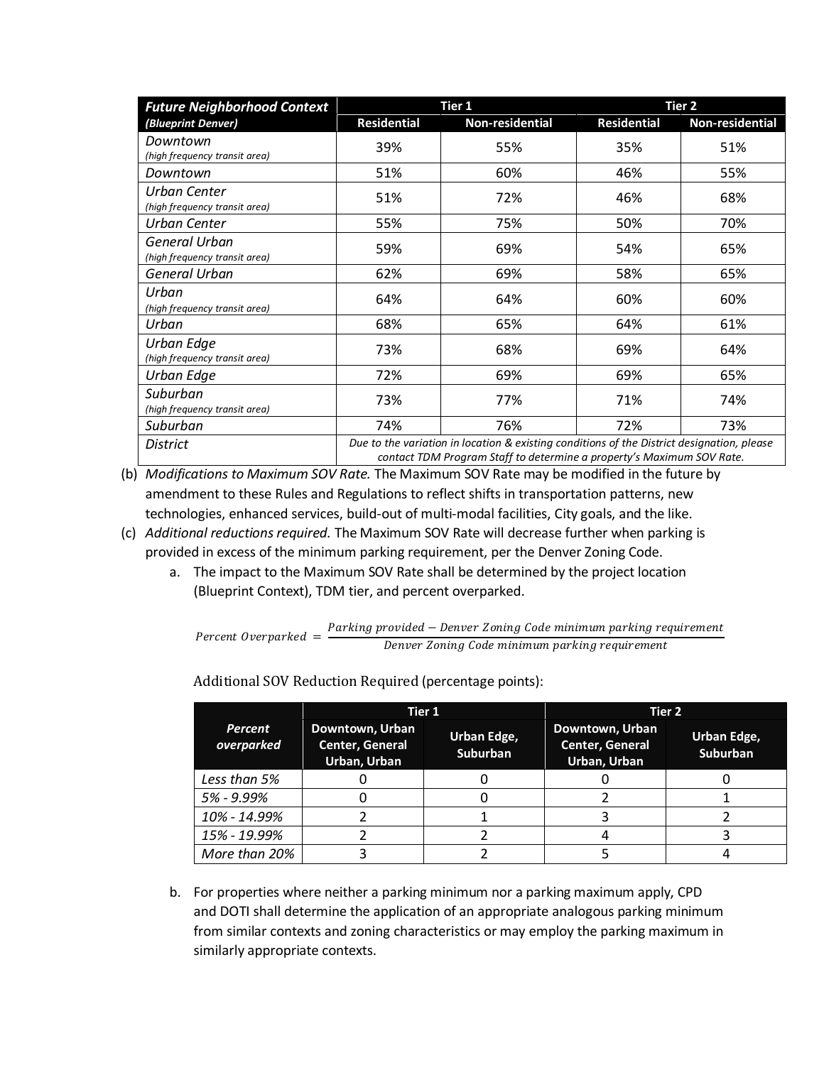| *Future Neighborhood Context (Blueprint Denver)* | Tier 1 | | Tier 2 | |
|---|---|---|---|---|
| | Residential | Non-residential | Residential | Non-residential |
| *Downtown (high frequency transit area)* | 39% | 55% | 35% | 51% |
| *Downtown* | 51% | 60% | 46% | 55% |
| *Urban Center (high frequency transit area)* | 51% | 72% | 46% | 68% |
| *Urban Center* | 55% | 75% | 50% | 70% |
| *General Urban (high frequency transit area)* | 59% | 69% | 54% | 65% |
| *General Urban* | 62% | 69% | 58% | 65% |
| *Urban (high frequency transit area)* | 64% | 64% | 60% | 60% |
| *Urban* | 68% | 65% | 64% | 61% |
| *Urban Edge (high frequency transit area)* | 73% | 68% | 69% | 64% |
| *Urban Edge* | 72% | 69% | 69% | 65% |
| *Suburban (high frequency transit area)* | 73% | 77% | 71% | 74% |
| *Suburban* | 74% | 76% | 72% | 73% |
| *District* | *Due to the variation in location & existing conditions of the District designation, please contact TDM Program Staff to determine a property's Maximum SOV Rate.* | | | |

(b) *Modifications to Maximum SOV Rate.* The Maximum SOV Rate may be modified in the future by amendment to these Rules and Regulations to reflect shifts in transportation patterns, new technologies, enhanced services, build-out of multi-modal facilities, City goals, and the like.

(c) *Additional reductions required.* The Maximum SOV Rate will decrease further when parking is provided in excess of the minimum parking requirement, per the Denver Zoning Code.

a. The impact to the Maximum SOV Rate shall be determined by the project location (Blueprint Context), TDM tier, and percent overparked.

$$Percent\ Overparked = \frac{Parking\ provided - Denver\ Zoning\ Code\ minimum\ parking\ requirement}{Denver\ Zoning\ Code\ minimum\ parking\ requirement}$$

Additional SOV Reduction Required (percentage points):

| *Percent overparked* | Tier 1 | | Tier 2 | |
|---|---|---|---|---|
| | Downtown, Urban Center, General Urban, Urban | Urban Edge, Suburban | Downtown, Urban Center, General Urban, Urban | Urban Edge, Suburban |
| *Less than 5%* | 0 | 0 | 0 | 0 |
| *5% - 9.99%* | 0 | 0 | 2 | 1 |
| *10% - 14.99%* | 2 | 1 | 3 | 2 |
| *15% - 19.99%* | 2 | 2 | 4 | 3 |
| *More than 20%* | 3 | 2 | 5 | 4 |

b. For properties where neither a parking minimum nor a parking maximum apply, CPD and DOTI shall determine the application of an appropriate analogous parking minimum from similar contexts and zoning characteristics or may employ the parking maximum in similarly appropriate contexts.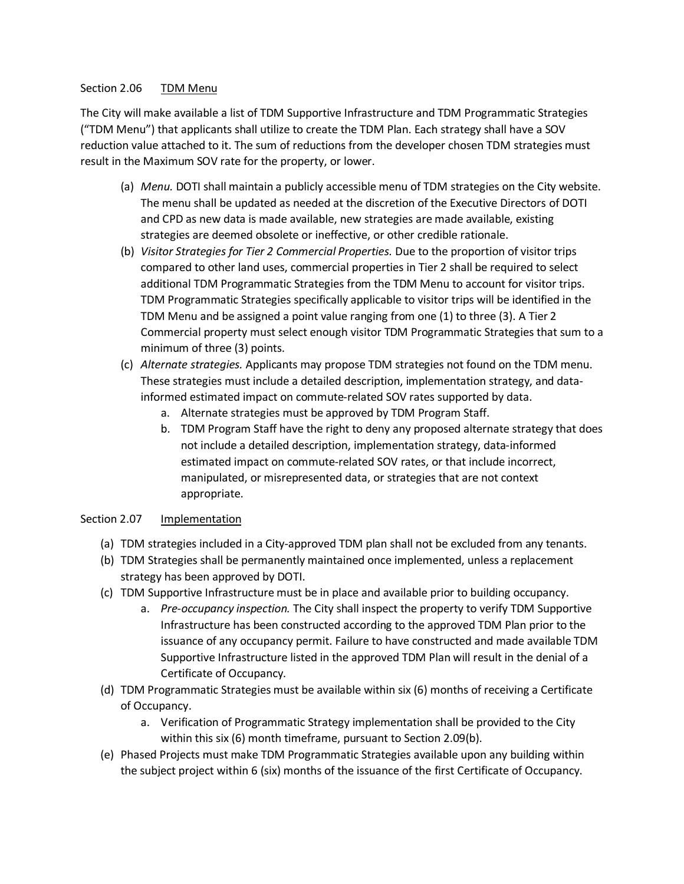## Section 2.06 TDM Menu

The City will make available a list of TDM Supportive Infrastructure and TDM Programmatic Strategies ("TDM Menu") that applicants shall utilize to create the TDM Plan. Each strategy shall have a SOV reduction value attached to it. The sum of reductions from the developer chosen TDM strategies must result in the Maximum SOV rate for the property, or lower.

(a) *Menu.* DOTI shall maintain a publicly accessible menu of TDM strategies on the City website. The menu shall be updated as needed at the discretion of the Executive Directors of DOTI and CPD as new data is made available, new strategies are made available, existing strategies are deemed obsolete or ineffective, or other credible rationale.

(b) *Visitor Strategies for Tier 2 Commercial Properties.* Due to the proportion of visitor trips compared to other land uses, commercial properties in Tier 2 shall be required to select additional TDM Programmatic Strategies from the TDM Menu to account for visitor trips. TDM Programmatic Strategies specifically applicable to visitor trips will be identified in the TDM Menu and be assigned a point value ranging from one (1) to three (3). A Tier 2 Commercial property must select enough visitor TDM Programmatic Strategies that sum to a minimum of three (3) points.

(c) *Alternate strategies.* Applicants may propose TDM strategies not found on the TDM menu. These strategies must include a detailed description, implementation strategy, and data-informed estimated impact on commute-related SOV rates supported by data.

   a. Alternate strategies must be approved by TDM Program Staff.

   b. TDM Program Staff have the right to deny any proposed alternate strategy that does not include a detailed description, implementation strategy, data-informed estimated impact on commute-related SOV rates, or that include incorrect, manipulated, or misrepresented data, or strategies that are not context appropriate.

## Section 2.07 Implementation

(a) TDM strategies included in a City-approved TDM plan shall not be excluded from any tenants.

(b) TDM Strategies shall be permanently maintained once implemented, unless a replacement strategy has been approved by DOTI.

(c) TDM Supportive Infrastructure must be in place and available prior to building occupancy.

   a. *Pre-occupancy inspection.* The City shall inspect the property to verify TDM Supportive Infrastructure has been constructed according to the approved TDM Plan prior to the issuance of any occupancy permit. Failure to have constructed and made available TDM Supportive Infrastructure listed in the approved TDM Plan will result in the denial of a Certificate of Occupancy.

(d) TDM Programmatic Strategies must be available within six (6) months of receiving a Certificate of Occupancy.

   a. Verification of Programmatic Strategy implementation shall be provided to the City within this six (6) month timeframe, pursuant to Section 2.09(b).

(e) Phased Projects must make TDM Programmatic Strategies available upon any building within the subject project within 6 (six) months of the issuance of the first Certificate of Occupancy.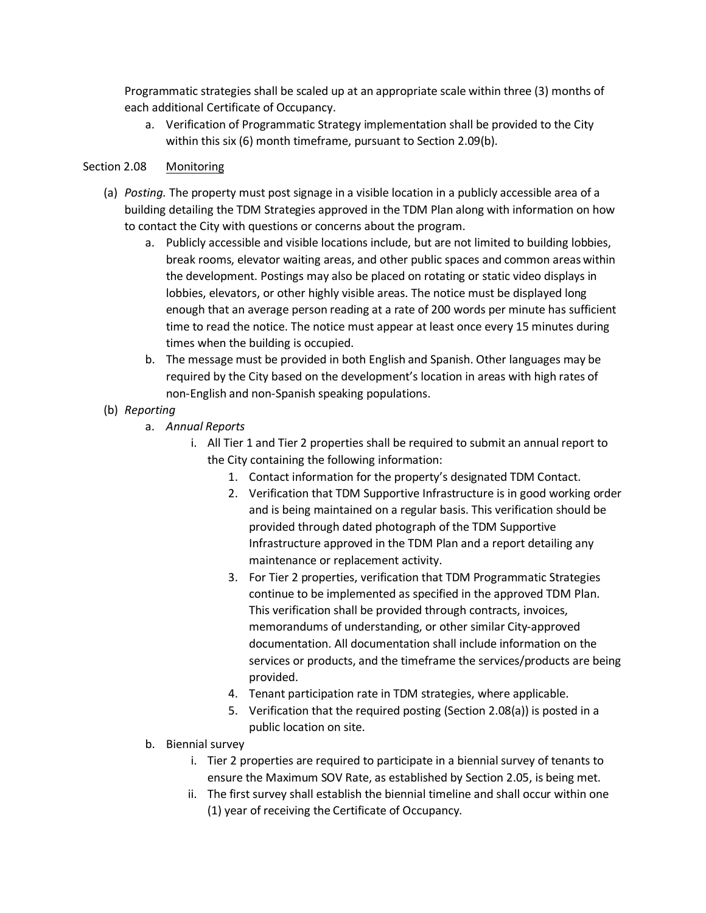Programmatic strategies shall be scaled up at an appropriate scale within three (3) months of each additional Certificate of Occupancy.

  a. Verification of Programmatic Strategy implementation shall be provided to the City within this six (6) month timeframe, pursuant to Section 2.09(b).

Section 2.08 Monitoring

(a) *Posting.* The property must post signage in a visible location in a publicly accessible area of a building detailing the TDM Strategies approved in the TDM Plan along with information on how to contact the City with questions or concerns about the program.

  a. Publicly accessible and visible locations include, but are not limited to building lobbies, break rooms, elevator waiting areas, and other public spaces and common areas within the development. Postings may also be placed on rotating or static video displays in lobbies, elevators, or other highly visible areas. The notice must be displayed long enough that an average person reading at a rate of 200 words per minute has sufficient time to read the notice. The notice must appear at least once every 15 minutes during times when the building is occupied.
  b. The message must be provided in both English and Spanish. Other languages may be required by the City based on the development's location in areas with high rates of non-English and non-Spanish speaking populations.

(b) *Reporting*

  a. *Annual Reports*
    i. All Tier 1 and Tier 2 properties shall be required to submit an annual report to the City containing the following information:
      1. Contact information for the property's designated TDM Contact.
      2. Verification that TDM Supportive Infrastructure is in good working order and is being maintained on a regular basis. This verification should be provided through dated photograph of the TDM Supportive Infrastructure approved in the TDM Plan and a report detailing any maintenance or replacement activity.
      3. For Tier 2 properties, verification that TDM Programmatic Strategies continue to be implemented as specified in the approved TDM Plan. This verification shall be provided through contracts, invoices, memorandums of understanding, or other similar City-approved documentation. All documentation shall include information on the services or products, and the timeframe the services/products are being provided.
      4. Tenant participation rate in TDM strategies, where applicable.
      5. Verification that the required posting (Section 2.08(a)) is posted in a public location on site.
  b. Biennial survey
    i. Tier 2 properties are required to participate in a biennial survey of tenants to ensure the Maximum SOV Rate, as established by Section 2.05, is being met.
    ii. The first survey shall establish the biennial timeline and shall occur within one (1) year of receiving the Certificate of Occupancy.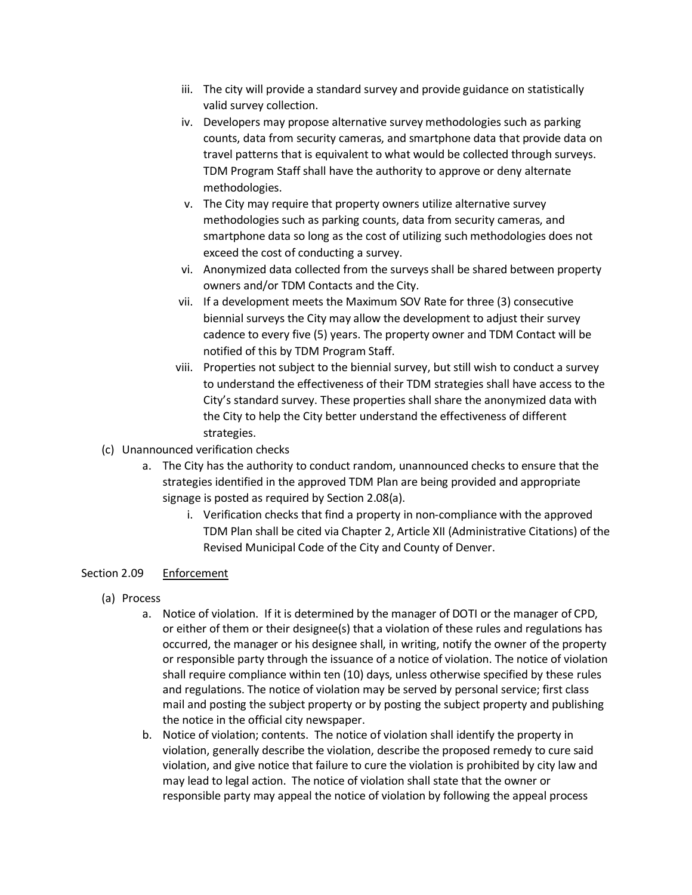- iii. The city will provide a standard survey and provide guidance on statistically valid survey collection.
- iv. Developers may propose alternative survey methodologies such as parking counts, data from security cameras, and smartphone data that provide data on travel patterns that is equivalent to what would be collected through surveys. TDM Program Staff shall have the authority to approve or deny alternate methodologies.
- v. The City may require that property owners utilize alternative survey methodologies such as parking counts, data from security cameras, and smartphone data so long as the cost of utilizing such methodologies does not exceed the cost of conducting a survey.
- vi. Anonymized data collected from the surveys shall be shared between property owners and/or TDM Contacts and the City.
- vii. If a development meets the Maximum SOV Rate for three (3) consecutive biennial surveys the City may allow the development to adjust their survey cadence to every five (5) years. The property owner and TDM Contact will be notified of this by TDM Program Staff.
- viii. Properties not subject to the biennial survey, but still wish to conduct a survey to understand the effectiveness of their TDM strategies shall have access to the City's standard survey. These properties shall share the anonymized data with the City to help the City better understand the effectiveness of different strategies.

(c) Unannounced verification checks

- a. The City has the authority to conduct random, unannounced checks to ensure that the strategies identified in the approved TDM Plan are being provided and appropriate signage is posted as required by Section 2.08(a).
  - i. Verification checks that find a property in non-compliance with the approved TDM Plan shall be cited via Chapter 2, Article XII (Administrative Citations) of the Revised Municipal Code of the City and County of Denver.

## Section 2.09 Enforcement

(a) Process

- a. Notice of violation. If it is determined by the manager of DOTI or the manager of CPD, or either of them or their designee(s) that a violation of these rules and regulations has occurred, the manager or his designee shall, in writing, notify the owner of the property or responsible party through the issuance of a notice of violation. The notice of violation shall require compliance within ten (10) days, unless otherwise specified by these rules and regulations. The notice of violation may be served by personal service; first class mail and posting the subject property or by posting the subject property and publishing the notice in the official city newspaper.
- b. Notice of violation; contents. The notice of violation shall identify the property in violation, generally describe the violation, describe the proposed remedy to cure said violation, and give notice that failure to cure the violation is prohibited by city law and may lead to legal action. The notice of violation shall state that the owner or responsible party may appeal the notice of violation by following the appeal process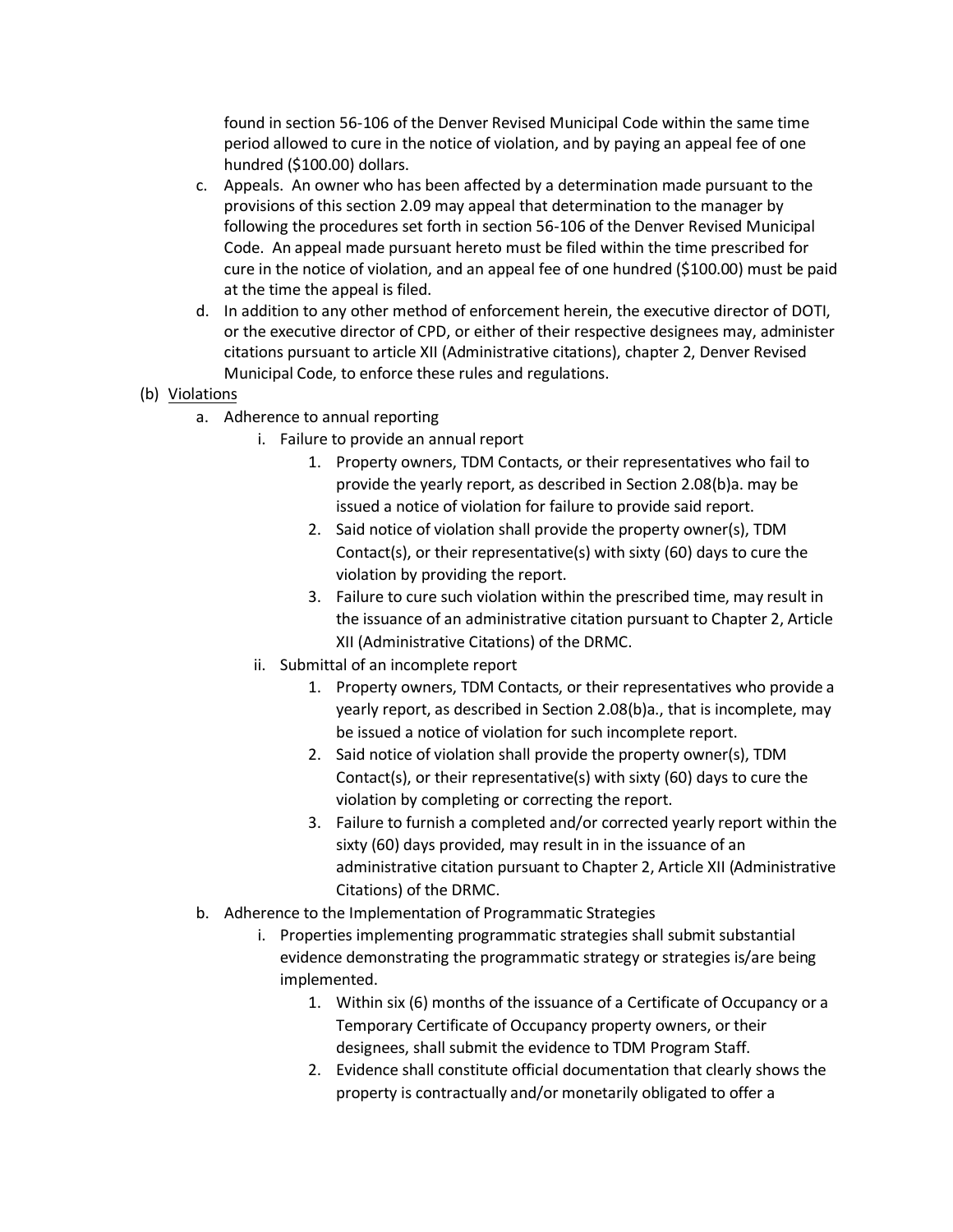found in section 56-106 of the Denver Revised Municipal Code within the same time period allowed to cure in the notice of violation, and by paying an appeal fee of one hundred ($100.00) dollars.

c. Appeals. An owner who has been affected by a determination made pursuant to the provisions of this section 2.09 may appeal that determination to the manager by following the procedures set forth in section 56-106 of the Denver Revised Municipal Code. An appeal made pursuant hereto must be filed within the time prescribed for cure in the notice of violation, and an appeal fee of one hundred ($100.00) must be paid at the time the appeal is filed.

d. In addition to any other method of enforcement herein, the executive director of DOTI, or the executive director of CPD, or either of their respective designees may, administer citations pursuant to article XII (Administrative citations), chapter 2, Denver Revised Municipal Code, to enforce these rules and regulations.

(b) <u>Violations</u>

a. Adherence to annual reporting

   i. Failure to provide an annual report

      1. Property owners, TDM Contacts, or their representatives who fail to provide the yearly report, as described in Section 2.08(b)a. may be issued a notice of violation for failure to provide said report.
      2. Said notice of violation shall provide the property owner(s), TDM Contact(s), or their representative(s) with sixty (60) days to cure the violation by providing the report.
      3. Failure to cure such violation within the prescribed time, may result in the issuance of an administrative citation pursuant to Chapter 2, Article XII (Administrative Citations) of the DRMC.

   ii. Submittal of an incomplete report

      1. Property owners, TDM Contacts, or their representatives who provide a yearly report, as described in Section 2.08(b)a., that is incomplete, may be issued a notice of violation for such incomplete report.
      2. Said notice of violation shall provide the property owner(s), TDM Contact(s), or their representative(s) with sixty (60) days to cure the violation by completing or correcting the report.
      3. Failure to furnish a completed and/or corrected yearly report within the sixty (60) days provided, may result in in the issuance of an administrative citation pursuant to Chapter 2, Article XII (Administrative Citations) of the DRMC.

b. Adherence to the Implementation of Programmatic Strategies

   i. Properties implementing programmatic strategies shall submit substantial evidence demonstrating the programmatic strategy or strategies is/are being implemented.

      1. Within six (6) months of the issuance of a Certificate of Occupancy or a Temporary Certificate of Occupancy property owners, or their designees, shall submit the evidence to TDM Program Staff.
      2. Evidence shall constitute official documentation that clearly shows the property is contractually and/or monetarily obligated to offer a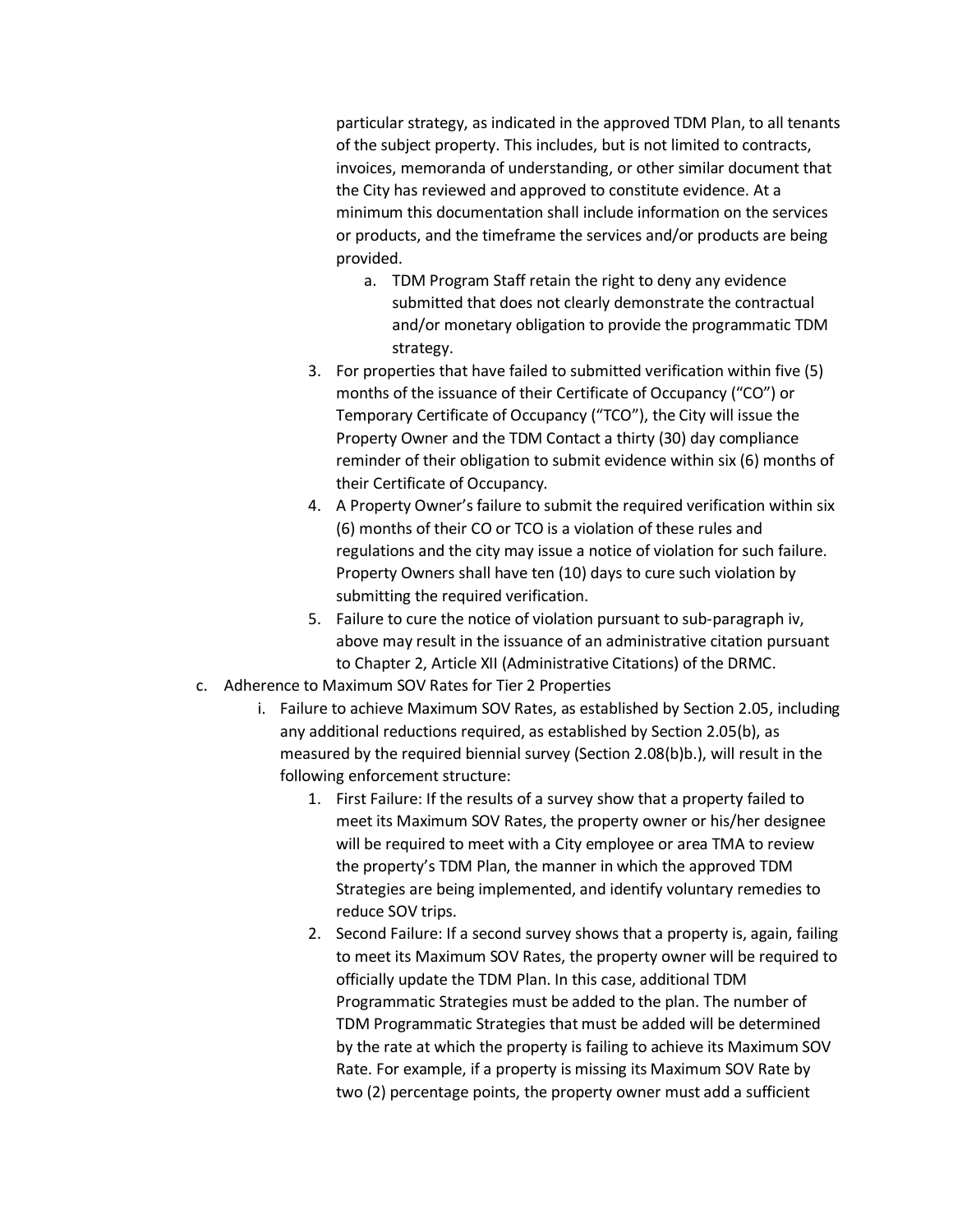particular strategy, as indicated in the approved TDM Plan, to all tenants of the subject property. This includes, but is not limited to contracts, invoices, memoranda of understanding, or other similar document that the City has reviewed and approved to constitute evidence. At a minimum this documentation shall include information on the services or products, and the timeframe the services and/or products are being provided.

    a. TDM Program Staff retain the right to deny any evidence submitted that does not clearly demonstrate the contractual and/or monetary obligation to provide the programmatic TDM strategy.

3. For properties that have failed to submitted verification within five (5) months of the issuance of their Certificate of Occupancy ("CO") or Temporary Certificate of Occupancy ("TCO"), the City will issue the Property Owner and the TDM Contact a thirty (30) day compliance reminder of their obligation to submit evidence within six (6) months of their Certificate of Occupancy.
4. A Property Owner's failure to submit the required verification within six (6) months of their CO or TCO is a violation of these rules and regulations and the city may issue a notice of violation for such failure. Property Owners shall have ten (10) days to cure such violation by submitting the required verification.
5. Failure to cure the notice of violation pursuant to sub-paragraph iv, above may result in the issuance of an administrative citation pursuant to Chapter 2, Article XII (Administrative Citations) of the DRMC.

c. Adherence to Maximum SOV Rates for Tier 2 Properties

   i. Failure to achieve Maximum SOV Rates, as established by Section 2.05, including any additional reductions required, as established by Section 2.05(b), as measured by the required biennial survey (Section 2.08(b)b.), will result in the following enforcement structure:

      1. First Failure: If the results of a survey show that a property failed to meet its Maximum SOV Rates, the property owner or his/her designee will be required to meet with a City employee or area TMA to review the property's TDM Plan, the manner in which the approved TDM Strategies are being implemented, and identify voluntary remedies to reduce SOV trips.
      2. Second Failure: If a second survey shows that a property is, again, failing to meet its Maximum SOV Rates, the property owner will be required to officially update the TDM Plan. In this case, additional TDM Programmatic Strategies must be added to the plan. The number of TDM Programmatic Strategies that must be added will be determined by the rate at which the property is failing to achieve its Maximum SOV Rate. For example, if a property is missing its Maximum SOV Rate by two (2) percentage points, the property owner must add a sufficient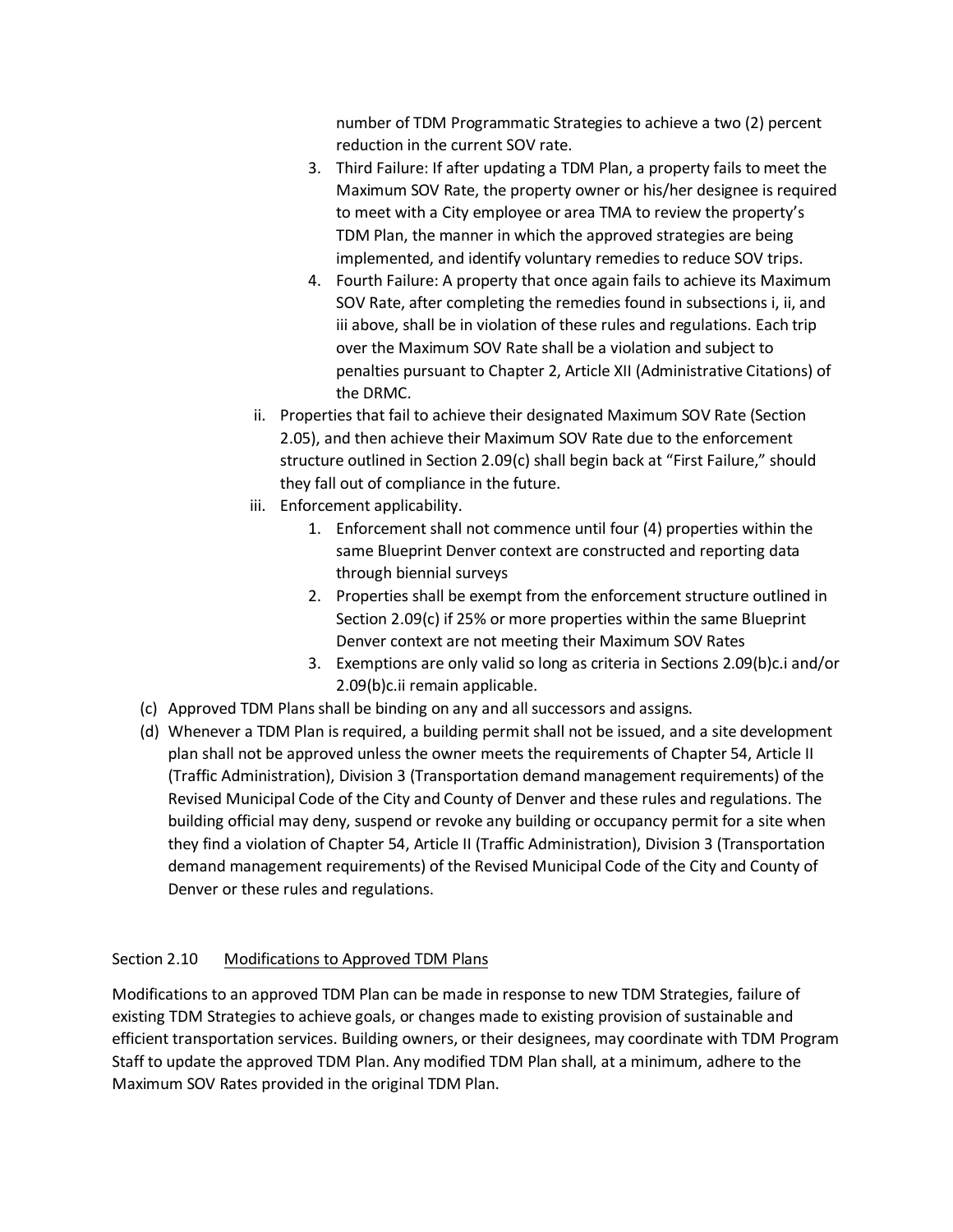number of TDM Programmatic Strategies to achieve a two (2) percent reduction in the current SOV rate.

3. Third Failure: If after updating a TDM Plan, a property fails to meet the Maximum SOV Rate, the property owner or his/her designee is required to meet with a City employee or area TMA to review the property's TDM Plan, the manner in which the approved strategies are being implemented, and identify voluntary remedies to reduce SOV trips.
4. Fourth Failure: A property that once again fails to achieve its Maximum SOV Rate, after completing the remedies found in subsections i, ii, and iii above, shall be in violation of these rules and regulations. Each trip over the Maximum SOV Rate shall be a violation and subject to penalties pursuant to Chapter 2, Article XII (Administrative Citations) of the DRMC.

ii. Properties that fail to achieve their designated Maximum SOV Rate (Section 2.05), and then achieve their Maximum SOV Rate due to the enforcement structure outlined in Section 2.09(c) shall begin back at "First Failure," should they fall out of compliance in the future.

iii. Enforcement applicability.

1. Enforcement shall not commence until four (4) properties within the same Blueprint Denver context are constructed and reporting data through biennial surveys
2. Properties shall be exempt from the enforcement structure outlined in Section 2.09(c) if 25% or more properties within the same Blueprint Denver context are not meeting their Maximum SOV Rates
3. Exemptions are only valid so long as criteria in Sections 2.09(b)c.i and/or 2.09(b)c.ii remain applicable.

(c) Approved TDM Plans shall be binding on any and all successors and assigns.

(d) Whenever a TDM Plan is required, a building permit shall not be issued, and a site development plan shall not be approved unless the owner meets the requirements of Chapter 54, Article II (Traffic Administration), Division 3 (Transportation demand management requirements) of the Revised Municipal Code of the City and County of Denver and these rules and regulations. The building official may deny, suspend or revoke any building or occupancy permit for a site when they find a violation of Chapter 54, Article II (Traffic Administration), Division 3 (Transportation demand management requirements) of the Revised Municipal Code of the City and County of Denver or these rules and regulations.

### Section 2.10 Modifications to Approved TDM Plans

Modifications to an approved TDM Plan can be made in response to new TDM Strategies, failure of existing TDM Strategies to achieve goals, or changes made to existing provision of sustainable and efficient transportation services. Building owners, or their designees, may coordinate with TDM Program Staff to update the approved TDM Plan. Any modified TDM Plan shall, at a minimum, adhere to the Maximum SOV Rates provided in the original TDM Plan.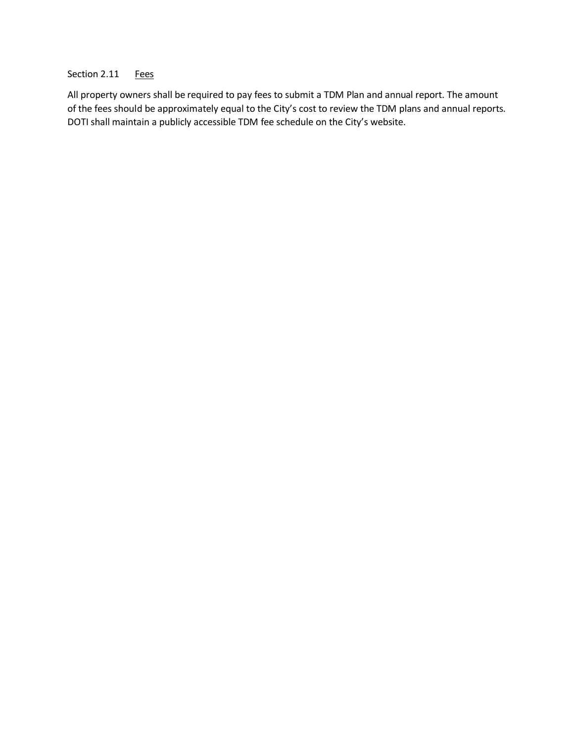### Section 2.11 Fees

All property owners shall be required to pay fees to submit a TDM Plan and annual report. The amount of the fees should be approximately equal to the City's cost to review the TDM plans and annual reports. DOTI shall maintain a publicly accessible TDM fee schedule on the City's website.